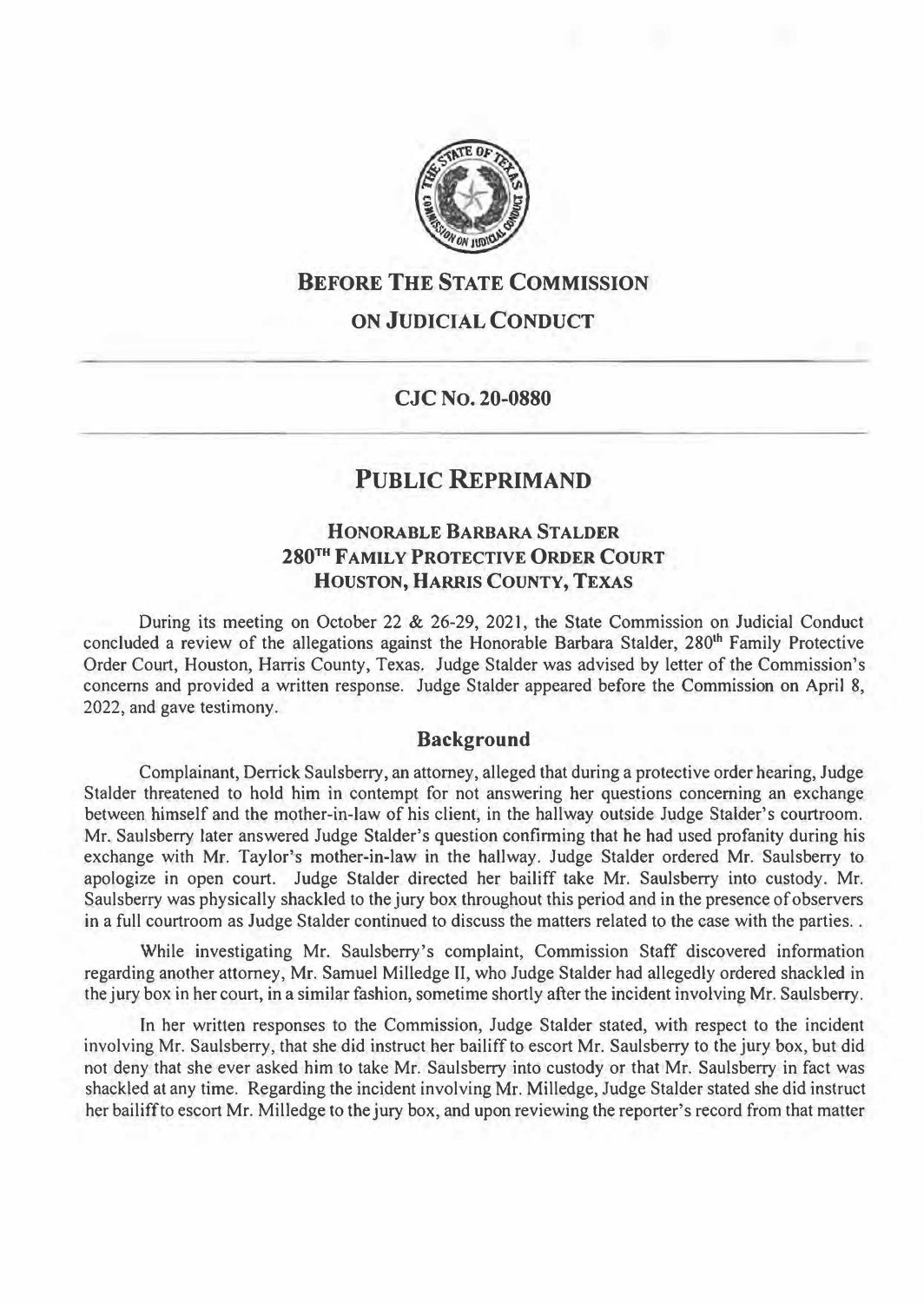# BEFORE THE STATE COMMISSION ON JUDICIAL CONDUCT

## CJC No. 20-0880

# PUBLIC REPRIMAND

### HONORABLE BARBARA STALDER
### 280TH FAMILY PROTECTIVE ORDER COURT
### HOUSTON, HARRIS COUNTY, TEXAS

During its meeting on October 22 & 26-29, 2021, the State Commission on Judicial Conduct concluded a review of the allegations against the Honorable Barbara Stalder, 280th Family Protective Order Court, Houston, Harris County, Texas. Judge Stalder was advised by letter of the Commission's concerns and provided a written response. Judge Stalder appeared before the Commission on April 8, 2022, and gave testimony.

## Background

Complainant, Derrick Saulsberry, an attorney, alleged that during a protective order hearing, Judge Stalder threatened to hold him in contempt for not answering her questions concerning an exchange between himself and the mother-in-law of his client, in the hallway outside Judge Stalder's courtroom. Mr. Saulsberry later answered Judge Stalder's question confirming that he had used profanity during his exchange with Mr. Taylor's mother-in-law in the hallway. Judge Stalder ordered Mr. Saulsberry to apologize in open court. Judge Stalder directed her bailiff take Mr. Saulsberry into custody. Mr. Saulsberry was physically shackled to the jury box throughout this period and in the presence of observers in a full courtroom as Judge Stalder continued to discuss the matters related to the case with the parties. .

While investigating Mr. Saulsberry's complaint, Commission Staff discovered information regarding another attorney, Mr. Samuel Milledge II, who Judge Stalder had allegedly ordered shackled in the jury box in her court, in a similar fashion, sometime shortly after the incident involving Mr. Saulsberry.

In her written responses to the Commission, Judge Stalder stated, with respect to the incident involving Mr. Saulsberry, that she did instruct her bailiff to escort Mr. Saulsberry to the jury box, but did not deny that she ever asked him to take Mr. Saulsberry into custody or that Mr. Saulsberry in fact was shackled at any time. Regarding the incident involving Mr. Milledge, Judge Stalder stated she did instruct her bailiff to escort Mr. Milledge to the jury box, and upon reviewing the reporter's record from that matter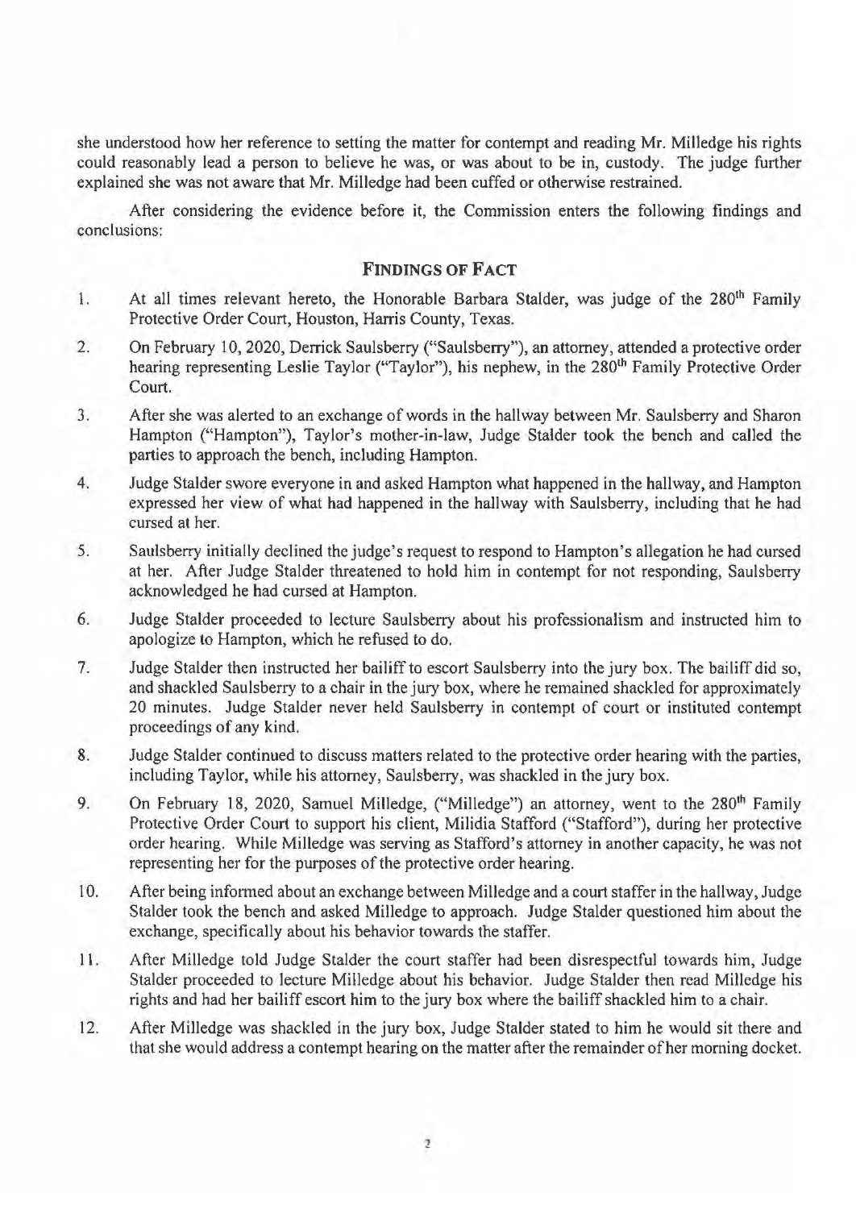she understood how her reference to setting the matter for contempt and reading Mr. Milledge his rights could reasonably lead a person to believe he was, or was about to be in, custody. The judge further explained she was not aware that Mr. Milledge had been cuffed or otherwise restrained.

After considering the evidence before it, the Commission enters the following findings and conclusions:

## FINDINGS OF FACT

1. At all times relevant hereto, the Honorable Barbara Stalder, was judge of the 280th Family Protective Order Court, Houston, Harris County, Texas.
2. On February 10, 2020, Derrick Saulsberry ("Saulsberry"), an attorney, attended a protective order hearing representing Leslie Taylor ("Taylor"), his nephew, in the 280th Family Protective Order Court.
3. After she was alerted to an exchange of words in the hallway between Mr. Saulsberry and Sharon Hampton ("Hampton"), Taylor's mother-in-law, Judge Stalder took the bench and called the parties to approach the bench, including Hampton.
4. Judge Stalder swore everyone in and asked Hampton what happened in the hallway, and Hampton expressed her view of what had happened in the hallway with Saulsberry, including that he had cursed at her.
5. Saulsberry initially declined the judge's request to respond to Hampton's allegation he had cursed at her. After Judge Stalder threatened to hold him in contempt for not responding, Saulsberry acknowledged he had cursed at Hampton.
6. Judge Stalder proceeded to lecture Saulsberry about his professionalism and instructed him to apologize to Hampton, which he refused to do.
7. Judge Stalder then instructed her bailiff to escort Saulsberry into the jury box. The bailiff did so, and shackled Saulsberry to a chair in the jury box, where he remained shackled for approximately 20 minutes. Judge Stalder never held Saulsberry in contempt of court or instituted contempt proceedings of any kind.
8. Judge Stalder continued to discuss matters related to the protective order hearing with the parties, including Taylor, while his attorney, Saulsberry, was shackled in the jury box.
9. On February 18, 2020, Samuel Milledge, ("Milledge") an attorney, went to the 280th Family Protective Order Court to support his client, Milidia Stafford ("Stafford"), during her protective order hearing. While Milledge was serving as Stafford's attorney in another capacity, he was not representing her for the purposes of the protective order hearing.
10. After being informed about an exchange between Milledge and a court staffer in the hallway, Judge Stalder took the bench and asked Milledge to approach. Judge Stalder questioned him about the exchange, specifically about his behavior towards the staffer.
11. After Milledge told Judge Stalder the court staffer had been disrespectful towards him, Judge Stalder proceeded to lecture Milledge about his behavior. Judge Stalder then read Milledge his rights and had her bailiff escort him to the jury box where the bailiff shackled him to a chair.
12. After Milledge was shackled in the jury box, Judge Stalder stated to him he would sit there and that she would address a contempt hearing on the matter after the remainder of her morning docket.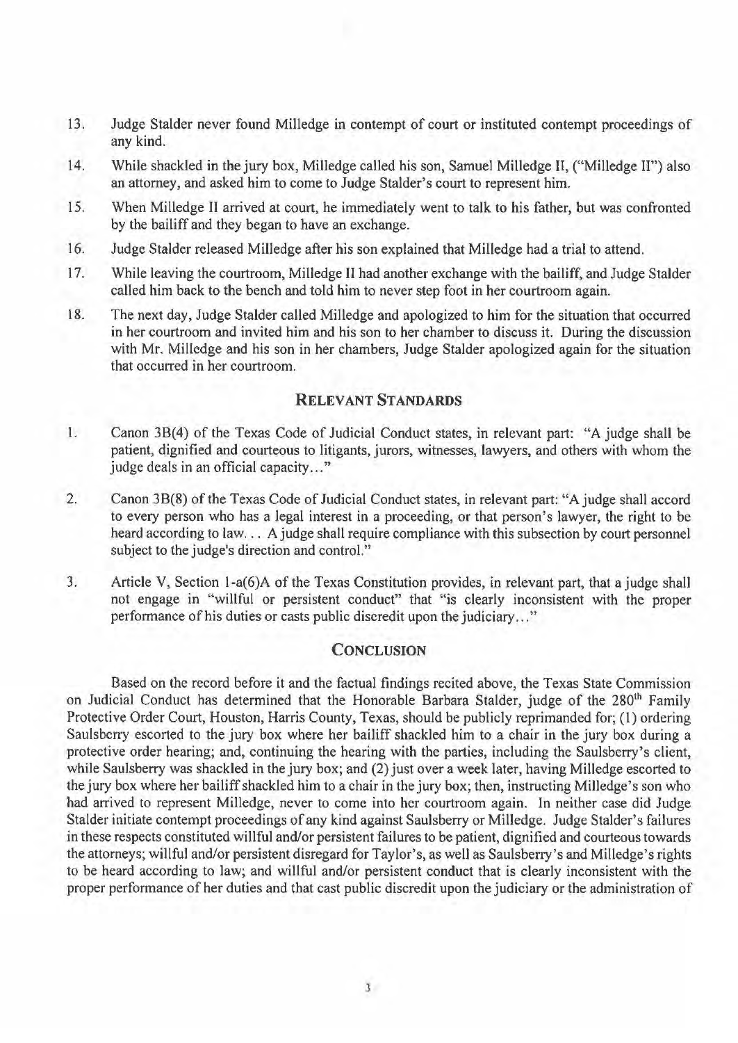13. Judge Stalder never found Milledge in contempt of court or instituted contempt proceedings of any kind.

14. While shackled in the jury box, Milledge called his son, Samuel Milledge II, ("Milledge II") also an attorney, and asked him to come to Judge Stalder's court to represent him.

15. When Milledge II arrived at court, he immediately went to talk to his father, but was confronted by the bailiff and they began to have an exchange.

16. Judge Stalder released Milledge after his son explained that Milledge had a trial to attend.

17. While leaving the courtroom, Milledge II had another exchange with the bailiff, and Judge Stalder called him back to the bench and told him to never step foot in her courtroom again.

18. The next day, Judge Stalder called Milledge and apologized to him for the situation that occurred in her courtroom and invited him and his son to her chamber to discuss it. During the discussion with Mr. Milledge and his son in her chambers, Judge Stalder apologized again for the situation that occurred in her courtroom.

## RELEVANT STANDARDS

1. Canon 3B(4) of the Texas Code of Judicial Conduct states, in relevant part: "A judge shall be patient, dignified and courteous to litigants, jurors, witnesses, lawyers, and others with whom the judge deals in an official capacity..."

2. Canon 3B(8) of the Texas Code of Judicial Conduct states, in relevant part: "A judge shall accord to every person who has a legal interest in a proceeding, or that person's lawyer, the right to be heard according to law... A judge shall require compliance with this subsection by court personnel subject to the judge's direction and control."

3. Article V, Section 1-a(6)A of the Texas Constitution provides, in relevant part, that a judge shall not engage in "willful or persistent conduct" that "is clearly inconsistent with the proper performance of his duties or casts public discredit upon the judiciary..."

## CONCLUSION

Based on the record before it and the factual findings recited above, the Texas State Commission on Judicial Conduct has determined that the Honorable Barbara Stalder, judge of the 280th Family Protective Order Court, Houston, Harris County, Texas, should be publicly reprimanded for; (1) ordering Saulsberry escorted to the jury box where her bailiff shackled him to a chair in the jury box during a protective order hearing; and, continuing the hearing with the parties, including the Saulsberry's client, while Saulsberry was shackled in the jury box; and (2) just over a week later, having Milledge escorted to the jury box where her bailiff shackled him to a chair in the jury box; then, instructing Milledge's son who had arrived to represent Milledge, never to come into her courtroom again. In neither case did Judge Stalder initiate contempt proceedings of any kind against Saulsberry or Milledge. Judge Stalder's failures in these respects constituted willful and/or persistent failures to be patient, dignified and courteous towards the attorneys; willful and/or persistent disregard for Taylor's, as well as Saulsberry's and Milledge's rights to be heard according to law; and willful and/or persistent conduct that is clearly inconsistent with the proper performance of her duties and that cast public discredit upon the judiciary or the administration of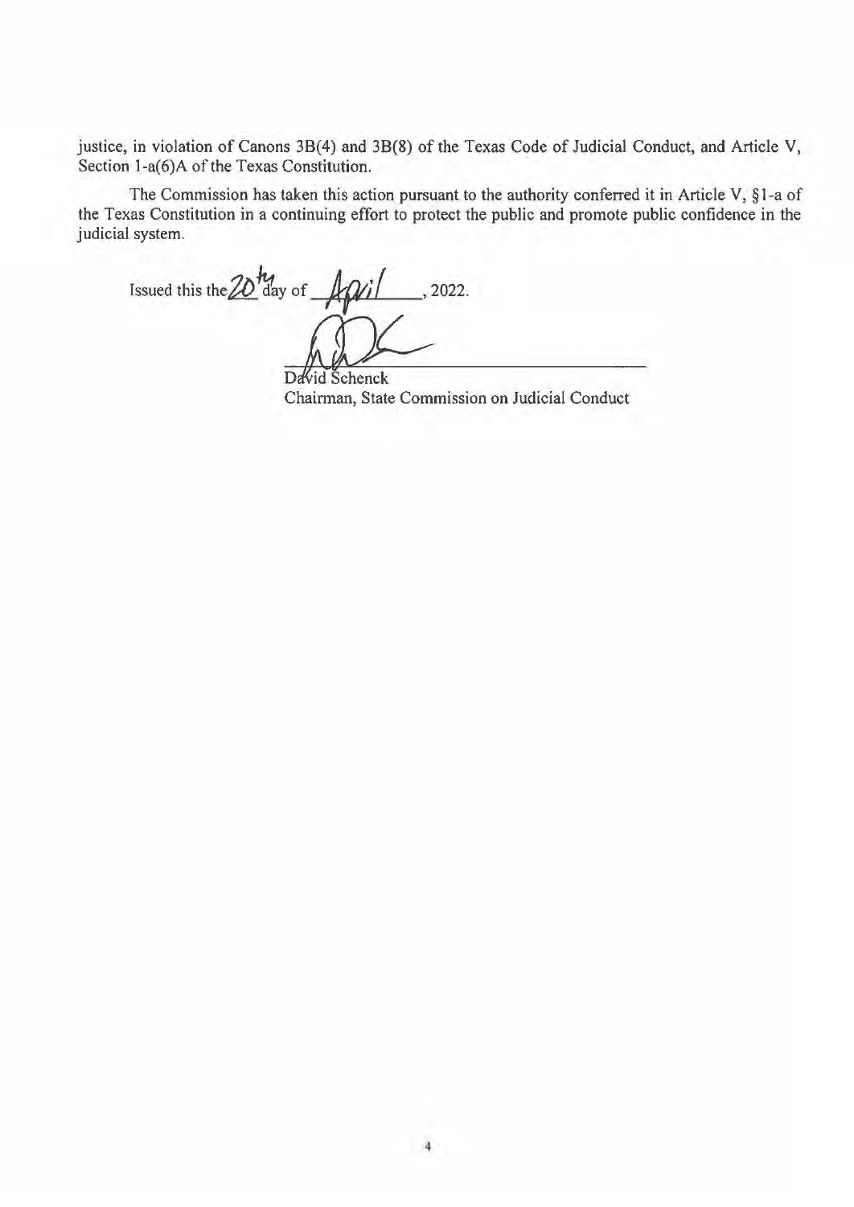justice, in violation of Canons 3B(4) and 3B(8) of the Texas Code of Judicial Conduct, and Article V, Section 1-a(6)A of the Texas Constitution.

The Commission has taken this action pursuant to the authority conferred it in Article V, §1-a of the Texas Constitution in a continuing effort to protect the public and promote public confidence in the judicial system.

Issued this the 20th day of April, 2022.

David Schenck
Chairman, State Commission on Judicial Conduct